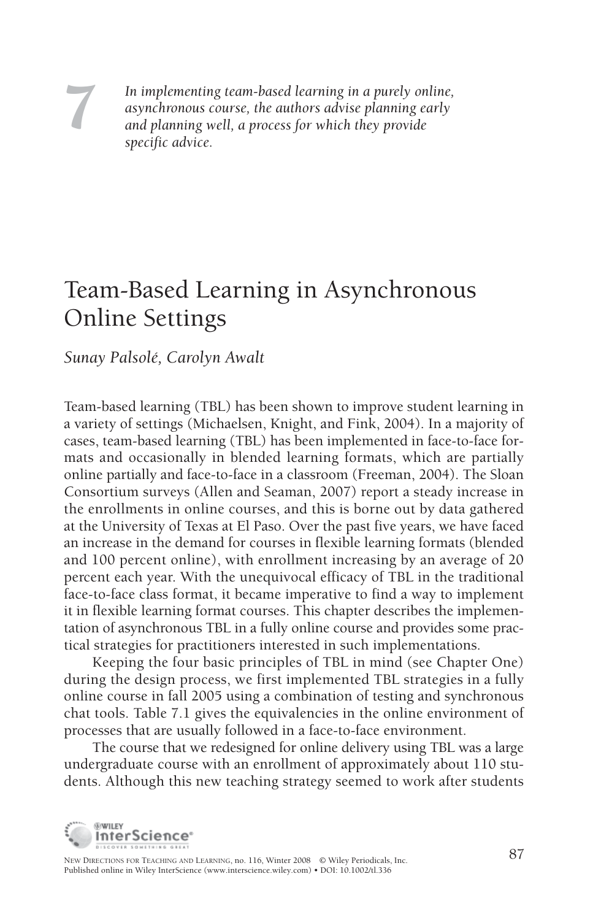7

*In implementing team-based learning in a purely online, asynchronous course, the authors advise planning early and planning well, a process for which they provide specific advice.*

# Team-Based Learning in Asynchronous Online Settings

*Sunay Palsolé, Carolyn Awalt*

Team-based learning (TBL) has been shown to improve student learning in a variety of settings (Michaelsen, Knight, and Fink, 2004). In a majority of cases, team-based learning (TBL) has been implemented in face-to-face formats and occasionally in blended learning formats, which are partially online partially and face-to-face in a classroom (Freeman, 2004). The Sloan Consortium surveys (Allen and Seaman, 2007) report a steady increase in the enrollments in online courses, and this is borne out by data gathered at the University of Texas at El Paso. Over the past five years, we have faced an increase in the demand for courses in flexible learning formats (blended and 100 percent online), with enrollment increasing by an average of 20 percent each year. With the unequivocal efficacy of TBL in the traditional face-to-face class format, it became imperative to find a way to implement it in flexible learning format courses. This chapter describes the implementation of asynchronous TBL in a fully online course and provides some practical strategies for practitioners interested in such implementations.

Keeping the four basic principles of TBL in mind (see Chapter One) during the design process, we first implemented TBL strategies in a fully online course in fall 2005 using a combination of testing and synchronous chat tools. Table 7.1 gives the equivalencies in the online environment of processes that are usually followed in a face-to-face environment.

The course that we redesigned for online delivery using TBL was a large undergraduate course with an enrollment of approximately about 110 students. Although this new teaching strategy seemed to work after students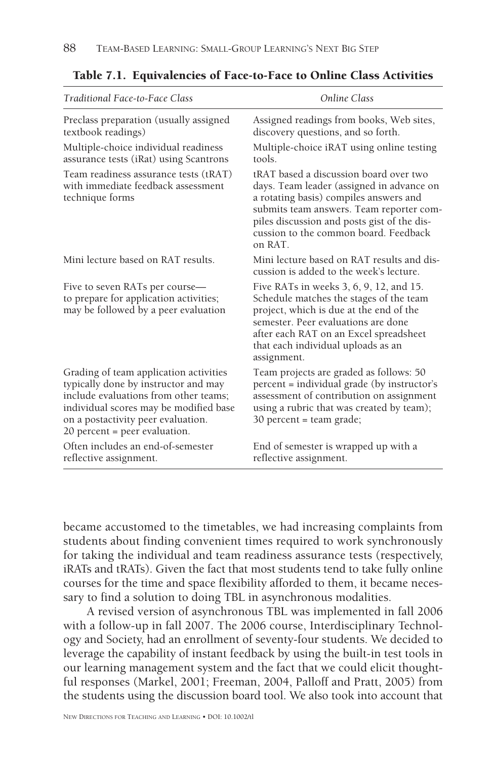**Table 7.1. Equivalencies of Face-to-Face to Online Class Activities**

| *Traditional Face-to-Face Class* | *Online Class* |
| --- | --- |
| Preclass preparation (usually assigned textbook readings) | Assigned readings from books, Web sites, discovery questions, and so forth. |
| Multiple-choice individual readiness assurance tests (iRat) using Scantrons | Multiple-choice iRAT using online testing tools. |
| Team readiness assurance tests (tRAT) with immediate feedback assessment technique forms | tRAT based a discussion board over two days. Team leader (assigned in advance on a rotating basis) compiles answers and submits team answers. Team reporter compiles discussion and posts gist of the discussion to the common board. Feedback on RAT. |
| Mini lecture based on RAT results. | Mini lecture based on RAT results and discussion is added to the week's lecture. |
| Five to seven RATs per course—to prepare for application activities; may be followed by a peer evaluation | Five RATs in weeks 3, 6, 9, 12, and 15. Schedule matches the stages of the team project, which is due at the end of the semester. Peer evaluations are done after each RAT on an Excel spreadsheet that each individual uploads as an assignment. |
| Grading of team application activities typically done by instructor and may include evaluations from other teams; individual scores may be modified base on a postactivity peer evaluation. 20 percent = peer evaluation. | Team projects are graded as follows: 50 percent = individual grade (by instructor's assessment of contribution on assignment using a rubric that was created by team); 30 percent = team grade; |
| Often includes an end-of-semester reflective assignment. | End of semester is wrapped up with a reflective assignment. |

became accustomed to the timetables, we had increasing complaints from students about finding convenient times required to work synchronously for taking the individual and team readiness assurance tests (respectively, iRATs and tRATs). Given the fact that most students tend to take fully online courses for the time and space flexibility afforded to them, it became necessary to find a solution to doing TBL in asynchronous modalities.

A revised version of asynchronous TBL was implemented in fall 2006 with a follow-up in fall 2007. The 2006 course, Interdisciplinary Technology and Society, had an enrollment of seventy-four students. We decided to leverage the capability of instant feedback by using the built-in test tools in our learning management system and the fact that we could elicit thoughtful responses (Markel, 2001; Freeman, 2004, Palloff and Pratt, 2005) from the students using the discussion board tool. We also took into account that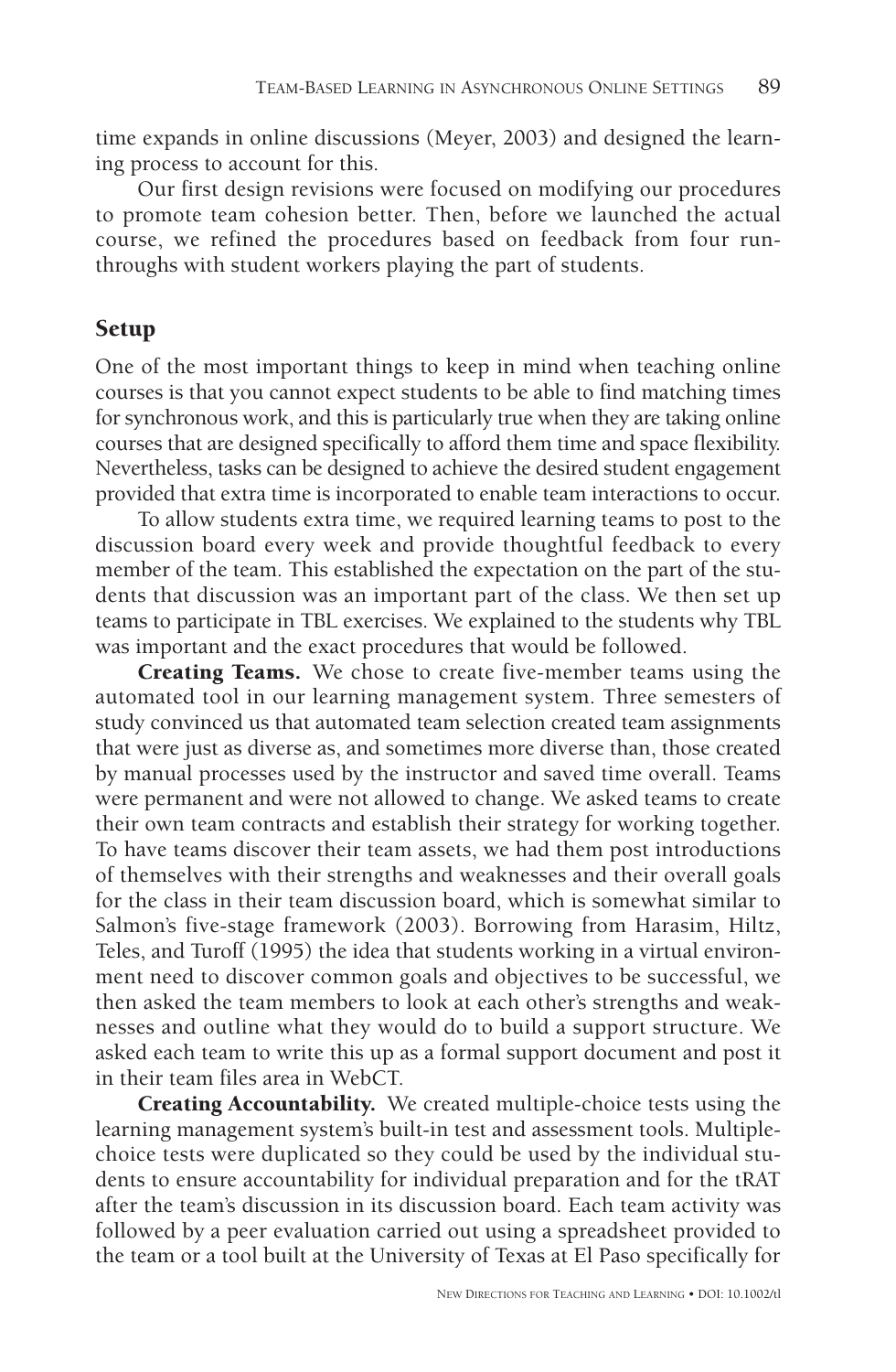time expands in online discussions (Meyer, 2003) and designed the learning process to account for this.

Our first design revisions were focused on modifying our procedures to promote team cohesion better. Then, before we launched the actual course, we refined the procedures based on feedback from four run-throughs with student workers playing the part of students.

## Setup

One of the most important things to keep in mind when teaching online courses is that you cannot expect students to be able to find matching times for synchronous work, and this is particularly true when they are taking online courses that are designed specifically to afford them time and space flexibility. Nevertheless, tasks can be designed to achieve the desired student engagement provided that extra time is incorporated to enable team interactions to occur.

To allow students extra time, we required learning teams to post to the discussion board every week and provide thoughtful feedback to every member of the team. This established the expectation on the part of the students that discussion was an important part of the class. We then set up teams to participate in TBL exercises. We explained to the students why TBL was important and the exact procedures that would be followed.

**Creating Teams.** We chose to create five-member teams using the automated tool in our learning management system. Three semesters of study convinced us that automated team selection created team assignments that were just as diverse as, and sometimes more diverse than, those created by manual processes used by the instructor and saved time overall. Teams were permanent and were not allowed to change. We asked teams to create their own team contracts and establish their strategy for working together. To have teams discover their team assets, we had them post introductions of themselves with their strengths and weaknesses and their overall goals for the class in their team discussion board, which is somewhat similar to Salmon's five-stage framework (2003). Borrowing from Harasim, Hiltz, Teles, and Turoff (1995) the idea that students working in a virtual environment need to discover common goals and objectives to be successful, we then asked the team members to look at each other's strengths and weaknesses and outline what they would do to build a support structure. We asked each team to write this up as a formal support document and post it in their team files area in WebCT.

**Creating Accountability.** We created multiple-choice tests using the learning management system's built-in test and assessment tools. Multiple-choice tests were duplicated so they could be used by the individual students to ensure accountability for individual preparation and for the tRAT after the team's discussion in its discussion board. Each team activity was followed by a peer evaluation carried out using a spreadsheet provided to the team or a tool built at the University of Texas at El Paso specifically for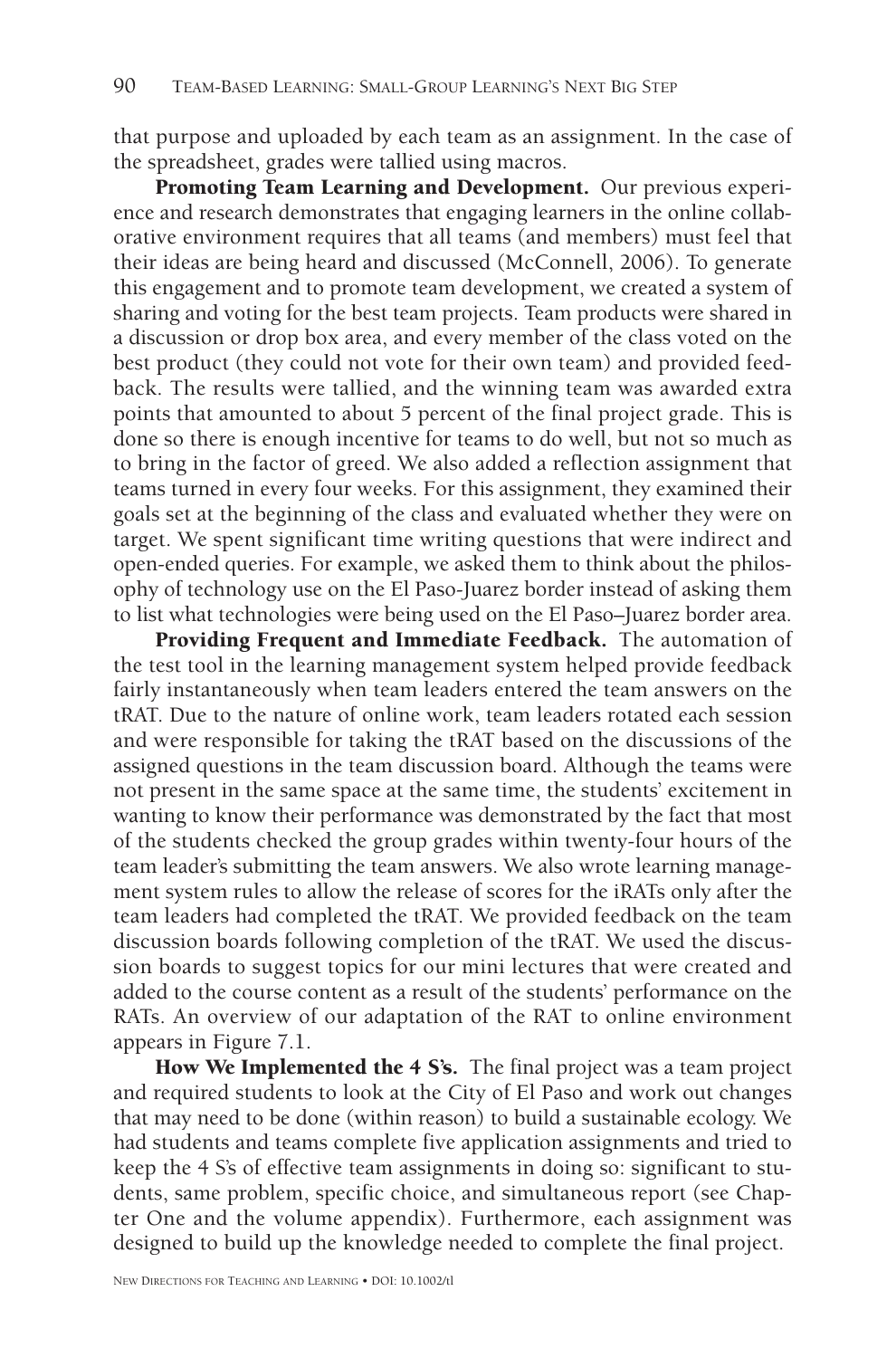that purpose and uploaded by each team as an assignment. In the case of the spreadsheet, grades were tallied using macros.

**Promoting Team Learning and Development.** Our previous experience and research demonstrates that engaging learners in the online collaborative environment requires that all teams (and members) must feel that their ideas are being heard and discussed (McConnell, 2006). To generate this engagement and to promote team development, we created a system of sharing and voting for the best team projects. Team products were shared in a discussion or drop box area, and every member of the class voted on the best product (they could not vote for their own team) and provided feedback. The results were tallied, and the winning team was awarded extra points that amounted to about 5 percent of the final project grade. This is done so there is enough incentive for teams to do well, but not so much as to bring in the factor of greed. We also added a reflection assignment that teams turned in every four weeks. For this assignment, they examined their goals set at the beginning of the class and evaluated whether they were on target. We spent significant time writing questions that were indirect and open-ended queries. For example, we asked them to think about the philosophy of technology use on the El Paso-Juarez border instead of asking them to list what technologies were being used on the El Paso–Juarez border area.

**Providing Frequent and Immediate Feedback.** The automation of the test tool in the learning management system helped provide feedback fairly instantaneously when team leaders entered the team answers on the tRAT. Due to the nature of online work, team leaders rotated each session and were responsible for taking the tRAT based on the discussions of the assigned questions in the team discussion board. Although the teams were not present in the same space at the same time, the students' excitement in wanting to know their performance was demonstrated by the fact that most of the students checked the group grades within twenty-four hours of the team leader's submitting the team answers. We also wrote learning management system rules to allow the release of scores for the iRATs only after the team leaders had completed the tRAT. We provided feedback on the team discussion boards following completion of the tRAT. We used the discussion boards to suggest topics for our mini lectures that were created and added to the course content as a result of the students' performance on the RATs. An overview of our adaptation of the RAT to online environment appears in Figure 7.1.

**How We Implemented the 4 S's.** The final project was a team project and required students to look at the City of El Paso and work out changes that may need to be done (within reason) to build a sustainable ecology. We had students and teams complete five application assignments and tried to keep the 4 S's of effective team assignments in doing so: significant to students, same problem, specific choice, and simultaneous report (see Chapter One and the volume appendix). Furthermore, each assignment was designed to build up the knowledge needed to complete the final project.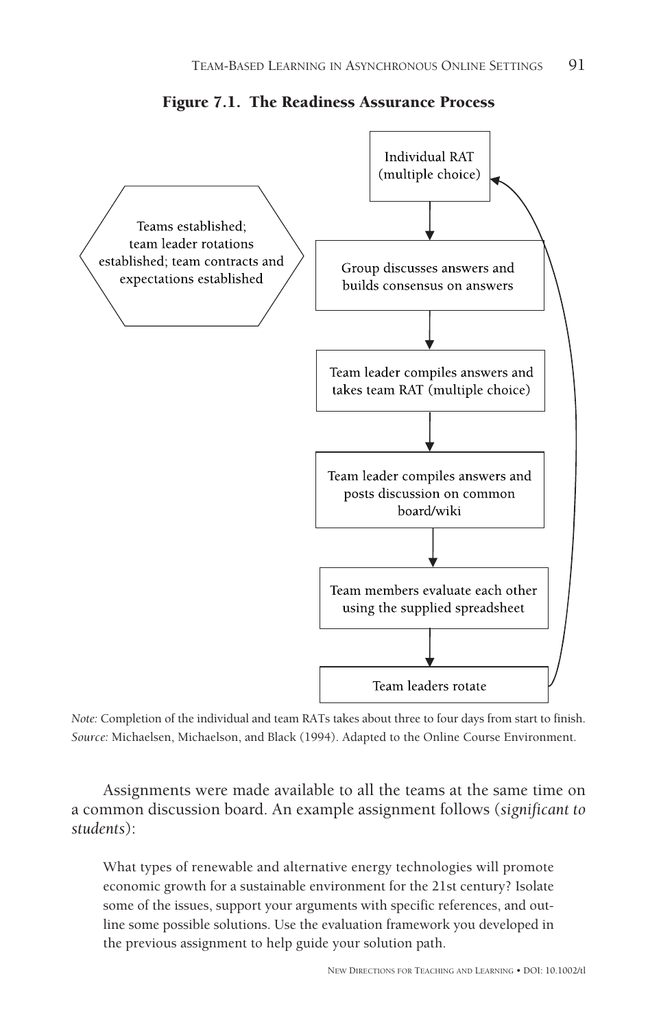**Figure 7.1. The Readiness Assurance Process**

Teams established; team leader rotations established; team contracts and expectations established

Individual RAT (multiple choice)

Group discusses answers and builds consensus on answers

Team leader compiles answers and takes team RAT (multiple choice)

Team leader compiles answers and posts discussion on common board/wiki

Team members evaluate each other using the supplied spreadsheet

Team leaders rotate

*Note:* Completion of the individual and team RATs takes about three to four days from start to finish.
*Source:* Michaelsen, Michaelson, and Black (1994). Adapted to the Online Course Environment.

Assignments were made available to all the teams at the same time on a common discussion board. An example assignment follows (*significant to students*):

> What types of renewable and alternative energy technologies will promote economic growth for a sustainable environment for the 21st century? Isolate some of the issues, support your arguments with specific references, and outline some possible solutions. Use the evaluation framework you developed in the previous assignment to help guide your solution path.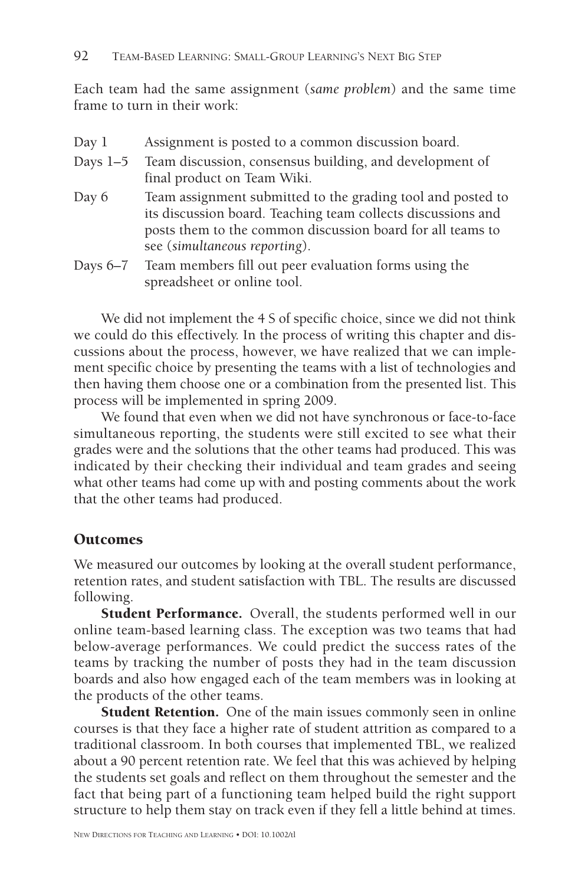Each team had the same assignment (*same problem*) and the same time frame to turn in their work:

| | |
|---|---|
| Day 1 | Assignment is posted to a common discussion board. |
| Days 1–5 | Team discussion, consensus building, and development of final product on Team Wiki. |
| Day 6 | Team assignment submitted to the grading tool and posted to its discussion board. Teaching team collects discussions and posts them to the common discussion board for all teams to see (*simultaneous reporting*). |
| Days 6–7 | Team members fill out peer evaluation forms using the spreadsheet or online tool. |

We did not implement the 4 S of specific choice, since we did not think we could do this effectively. In the process of writing this chapter and discussions about the process, however, we have realized that we can implement specific choice by presenting the teams with a list of technologies and then having them choose one or a combination from the presented list. This process will be implemented in spring 2009.

We found that even when we did not have synchronous or face-to-face simultaneous reporting, the students were still excited to see what their grades were and the solutions that the other teams had produced. This was indicated by their checking their individual and team grades and seeing what other teams had come up with and posting comments about the work that the other teams had produced.

## Outcomes

We measured our outcomes by looking at the overall student performance, retention rates, and student satisfaction with TBL. The results are discussed following.

**Student Performance.** Overall, the students performed well in our online team-based learning class. The exception was two teams that had below-average performances. We could predict the success rates of the teams by tracking the number of posts they had in the team discussion boards and also how engaged each of the team members was in looking at the products of the other teams.

**Student Retention.** One of the main issues commonly seen in online courses is that they face a higher rate of student attrition as compared to a traditional classroom. In both courses that implemented TBL, we realized about a 90 percent retention rate. We feel that this was achieved by helping the students set goals and reflect on them throughout the semester and the fact that being part of a functioning team helped build the right support structure to help them stay on track even if they fell a little behind at times.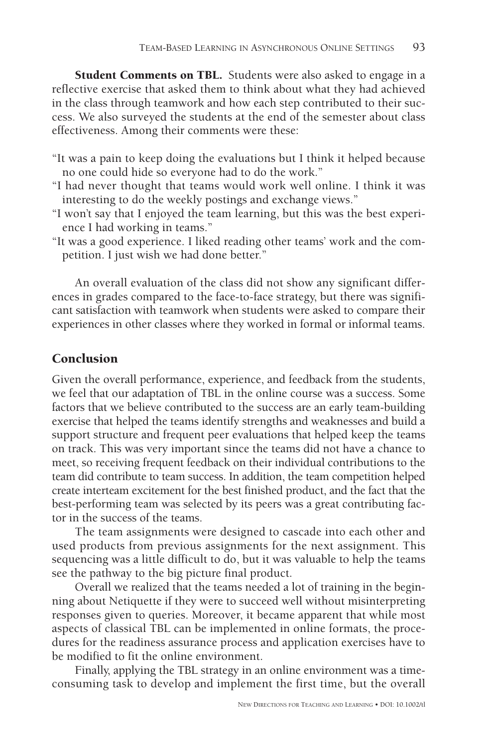**Student Comments on TBL.** Students were also asked to engage in a reflective exercise that asked them to think about what they had achieved in the class through teamwork and how each step contributed to their success. We also surveyed the students at the end of the semester about class effectiveness. Among their comments were these:

"It was a pain to keep doing the evaluations but I think it helped because no one could hide so everyone had to do the work."

"I had never thought that teams would work well online. I think it was interesting to do the weekly postings and exchange views."

"I won't say that I enjoyed the team learning, but this was the best experience I had working in teams."

"It was a good experience. I liked reading other teams' work and the competition. I just wish we had done better."

An overall evaluation of the class did not show any significant differences in grades compared to the face-to-face strategy, but there was significant satisfaction with teamwork when students were asked to compare their experiences in other classes where they worked in formal or informal teams.

## Conclusion

Given the overall performance, experience, and feedback from the students, we feel that our adaptation of TBL in the online course was a success. Some factors that we believe contributed to the success are an early team-building exercise that helped the teams identify strengths and weaknesses and build a support structure and frequent peer evaluations that helped keep the teams on track. This was very important since the teams did not have a chance to meet, so receiving frequent feedback on their individual contributions to the team did contribute to team success. In addition, the team competition helped create interteam excitement for the best finished product, and the fact that the best-performing team was selected by its peers was a great contributing factor in the success of the teams.

The team assignments were designed to cascade into each other and used products from previous assignments for the next assignment. This sequencing was a little difficult to do, but it was valuable to help the teams see the pathway to the big picture final product.

Overall we realized that the teams needed a lot of training in the beginning about Netiquette if they were to succeed well without misinterpreting responses given to queries. Moreover, it became apparent that while most aspects of classical TBL can be implemented in online formats, the procedures for the readiness assurance process and application exercises have to be modified to fit the online environment.

Finally, applying the TBL strategy in an online environment was a time-consuming task to develop and implement the first time, but the overall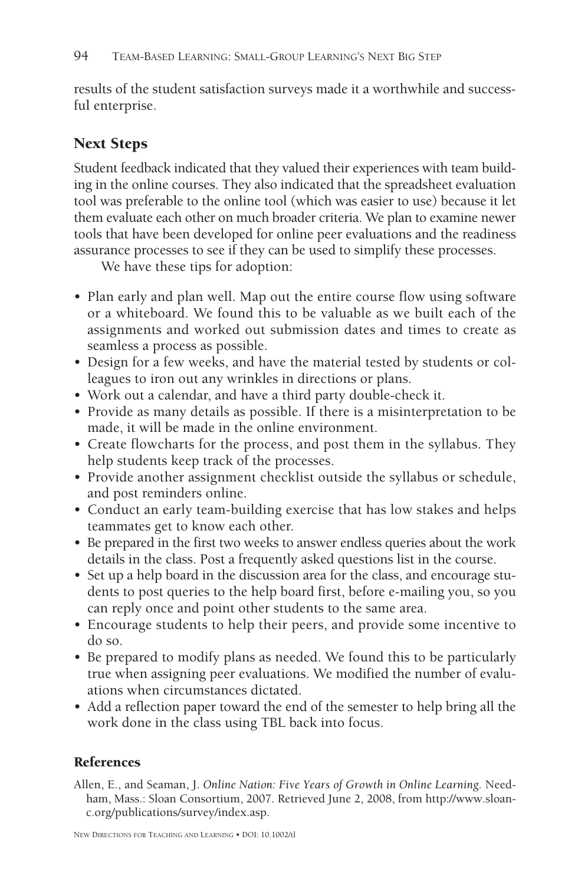results of the student satisfaction surveys made it a worthwhile and successful enterprise.

## Next Steps

Student feedback indicated that they valued their experiences with team building in the online courses. They also indicated that the spreadsheet evaluation tool was preferable to the online tool (which was easier to use) because it let them evaluate each other on much broader criteria. We plan to examine newer tools that have been developed for online peer evaluations and the readiness assurance processes to see if they can be used to simplify these processes.

We have these tips for adoption:

- Plan early and plan well. Map out the entire course flow using software or a whiteboard. We found this to be valuable as we built each of the assignments and worked out submission dates and times to create as seamless a process as possible.
- Design for a few weeks, and have the material tested by students or colleagues to iron out any wrinkles in directions or plans.
- Work out a calendar, and have a third party double-check it.
- Provide as many details as possible. If there is a misinterpretation to be made, it will be made in the online environment.
- Create flowcharts for the process, and post them in the syllabus. They help students keep track of the processes.
- Provide another assignment checklist outside the syllabus or schedule, and post reminders online.
- Conduct an early team-building exercise that has low stakes and helps teammates get to know each other.
- Be prepared in the first two weeks to answer endless queries about the work details in the class. Post a frequently asked questions list in the course.
- Set up a help board in the discussion area for the class, and encourage students to post queries to the help board first, before e-mailing you, so you can reply once and point other students to the same area.
- Encourage students to help their peers, and provide some incentive to do so.
- Be prepared to modify plans as needed. We found this to be particularly true when assigning peer evaluations. We modified the number of evaluations when circumstances dictated.
- Add a reflection paper toward the end of the semester to help bring all the work done in the class using TBL back into focus.

## References

Allen, E., and Seaman, J. *Online Nation: Five Years of Growth in Online Learning.* Needham, Mass.: Sloan Consortium, 2007. Retrieved June 2, 2008, from http://www.sloan-c.org/publications/survey/index.asp.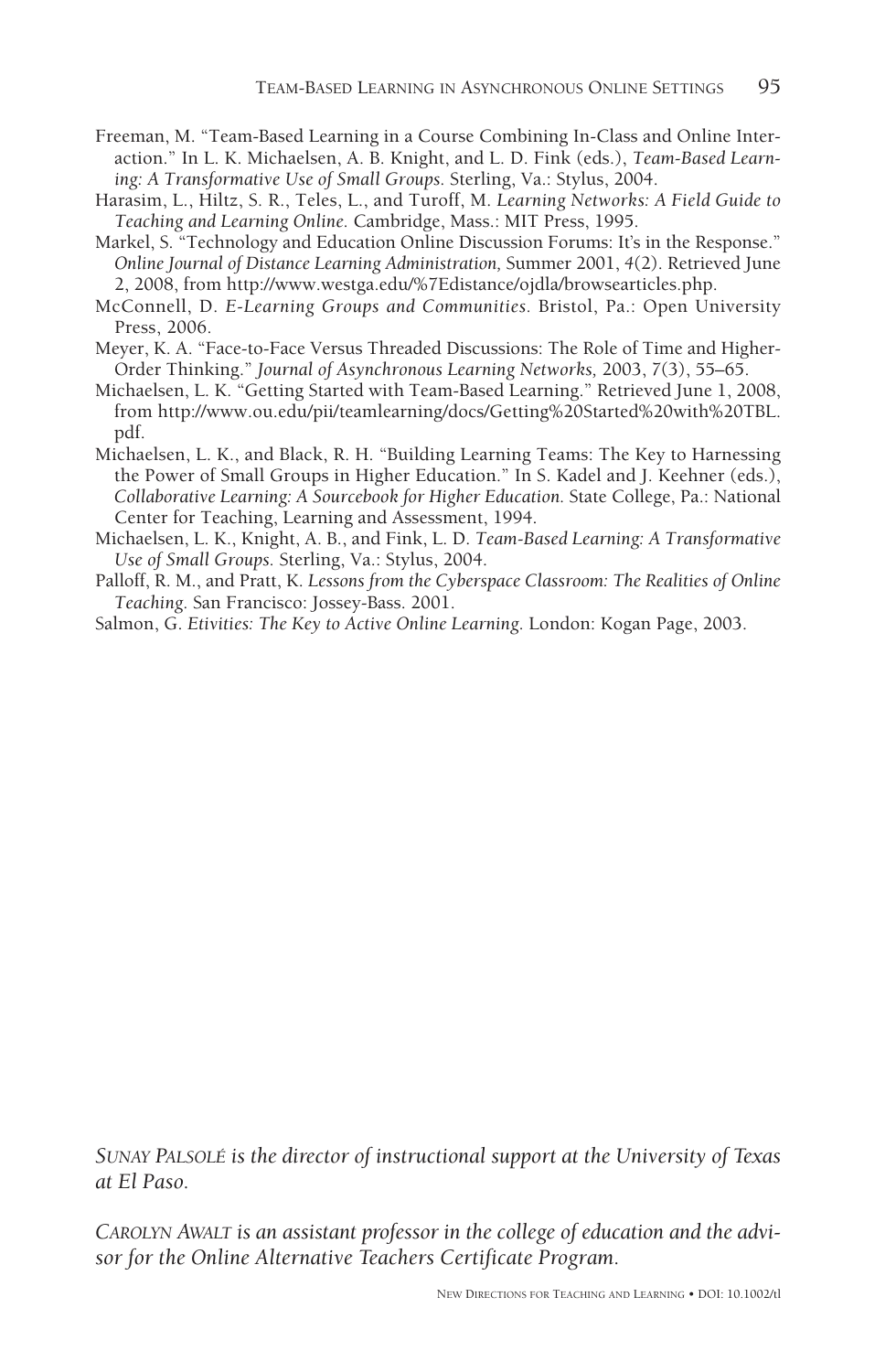Freeman, M. "Team-Based Learning in a Course Combining In-Class and Online Interaction." In L. K. Michaelsen, A. B. Knight, and L. D. Fink (eds.), *Team-Based Learning: A Transformative Use of Small Groups.* Sterling, Va.: Stylus, 2004.

Harasim, L., Hiltz, S. R., Teles, L., and Turoff, M. *Learning Networks: A Field Guide to Teaching and Learning Online.* Cambridge, Mass.: MIT Press, 1995.

Markel, S. "Technology and Education Online Discussion Forums: It's in the Response." *Online Journal of Distance Learning Administration,* Summer 2001, *4*(2). Retrieved June 2, 2008, from http://www.westga.edu/%7Edistance/ojdla/browsearticles.php.

McConnell, D. *E-Learning Groups and Communities*. Bristol, Pa.: Open University Press, 2006.

Meyer, K. A. "Face-to-Face Versus Threaded Discussions: The Role of Time and Higher-Order Thinking." *Journal of Asynchronous Learning Networks,* 2003, *7*(3), 55–65.

Michaelsen, L. K. "Getting Started with Team-Based Learning." Retrieved June 1, 2008, from http://www.ou.edu/pii/teamlearning/docs/Getting%20Started%20with%20TBL.pdf.

Michaelsen, L. K., and Black, R. H. "Building Learning Teams: The Key to Harnessing the Power of Small Groups in Higher Education." In S. Kadel and J. Keehner (eds.), *Collaborative Learning: A Sourcebook for Higher Education.* State College, Pa.: National Center for Teaching, Learning and Assessment, 1994.

Michaelsen, L. K., Knight, A. B., and Fink, L. D. *Team-Based Learning: A Transformative Use of Small Groups.* Sterling, Va.: Stylus, 2004.

Palloff, R. M., and Pratt, K. *Lessons from the Cyberspace Classroom: The Realities of Online Teaching.* San Francisco: Jossey-Bass. 2001.

Salmon, G. *Etivities: The Key to Active Online Learning.* London: Kogan Page, 2003.

*SUNAY PALSOLÉ is the director of instructional support at the University of Texas at El Paso.*

*CAROLYN AWALT is an assistant professor in the college of education and the advisor for the Online Alternative Teachers Certificate Program.*